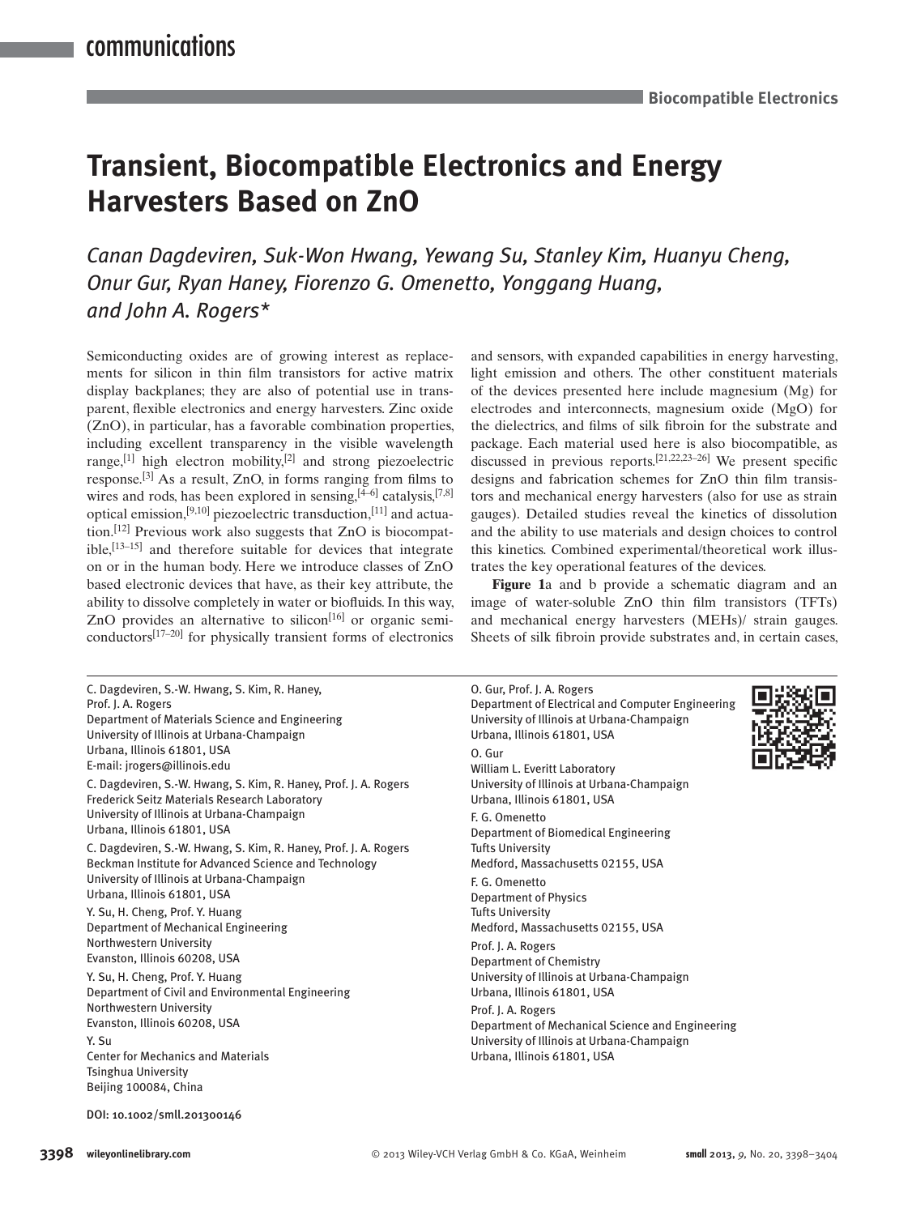# Transient, Biocompatible Electronics and Energy Harvesters Based on ZnO

*Canan Dagdeviren, Suk-Won Hwang, Yewang Su, Stanley Kim, Huanyu Cheng, Onur Gur, Ryan Haney, Fiorenzo G. Omenetto, Yonggang Huang, and John A. Rogers\**

Semiconducting oxides are of growing interest as replacements for silicon in thin film transistors for active matrix display backplanes; they are also of potential use in transparent, flexible electronics and energy harvesters. Zinc oxide (ZnO), in particular, has a favorable combination properties, including excellent transparency in the visible wavelength range,[1] high electron mobility,[2] and strong piezoelectric response.[3] As a result, ZnO, in forms ranging from films to wires and rods, has been explored in sensing,[4–6] catalysis,[7,8] optical emission,[9,10] piezoelectric transduction,[11] and actuation.[12] Previous work also suggests that ZnO is biocompatible,[13–15] and therefore suitable for devices that integrate on or in the human body. Here we introduce classes of ZnO based electronic devices that have, as their key attribute, the ability to dissolve completely in water or biofluids. In this way, ZnO provides an alternative to silicon[16] or organic semiconductors[17–20] for physically transient forms of electronics and sensors, with expanded capabilities in energy harvesting, light emission and others. The other constituent materials of the devices presented here include magnesium (Mg) for electrodes and interconnects, magnesium oxide (MgO) for the dielectrics, and films of silk fibroin for the substrate and package. Each material used here is also biocompatible, as discussed in previous reports.[21,22,23–26] We present specific designs and fabrication schemes for ZnO thin film transistors and mechanical energy harvesters (also for use as strain gauges). Detailed studies reveal the kinetics of dissolution and the ability to use materials and design choices to control this kinetics. Combined experimental/theoretical work illustrates the key operational features of the devices.

**Figure 1**a and b provide a schematic diagram and an image of water-soluble ZnO thin film transistors (TFTs) and mechanical energy harvesters (MEHs)/ strain gauges. Sheets of silk fibroin provide substrates and, in certain cases,

---

C. Dagdeviren, S.-W. Hwang, S. Kim, R. Haney, Prof. J. A. Rogers
Department of Materials Science and Engineering
University of Illinois at Urbana-Champaign
Urbana, Illinois 61801, USA
E-mail: jrogers@illinois.edu

C. Dagdeviren, S.-W. Hwang, S. Kim, R. Haney, Prof. J. A. Rogers
Frederick Seitz Materials Research Laboratory
University of Illinois at Urbana-Champaign
Urbana, Illinois 61801, USA

C. Dagdeviren, S.-W. Hwang, S. Kim, R. Haney, Prof. J. A. Rogers
Beckman Institute for Advanced Science and Technology
University of Illinois at Urbana-Champaign
Urbana, Illinois 61801, USA

Y. Su, H. Cheng, Prof. Y. Huang
Department of Mechanical Engineering
Northwestern University
Evanston, Illinois 60208, USA

Y. Su, H. Cheng, Prof. Y. Huang
Department of Civil and Environmental Engineering
Northwestern University
Evanston, Illinois 60208, USA

Y. Su
Center for Mechanics and Materials
Tsinghua University
Beijing 100084, China

O. Gur, Prof. J. A. Rogers
Department of Electrical and Computer Engineering
University of Illinois at Urbana-Champaign
Urbana, Illinois 61801, USA

O. Gur
William L. Everitt Laboratory
University of Illinois at Urbana-Champaign
Urbana, Illinois 61801, USA

F. G. Omenetto
Department of Biomedical Engineering
Tufts University
Medford, Massachusetts 02155, USA

F. G. Omenetto
Department of Physics
Tufts University
Medford, Massachusetts 02155, USA

Prof. J. A. Rogers
Department of Chemistry
University of Illinois at Urbana-Champaign
Urbana, Illinois 61801, USA

Prof. J. A. Rogers
Department of Mechanical Science and Engineering
University of Illinois at Urbana-Champaign
Urbana, Illinois 61801, USA

DOI: 10.1002/smll.201300146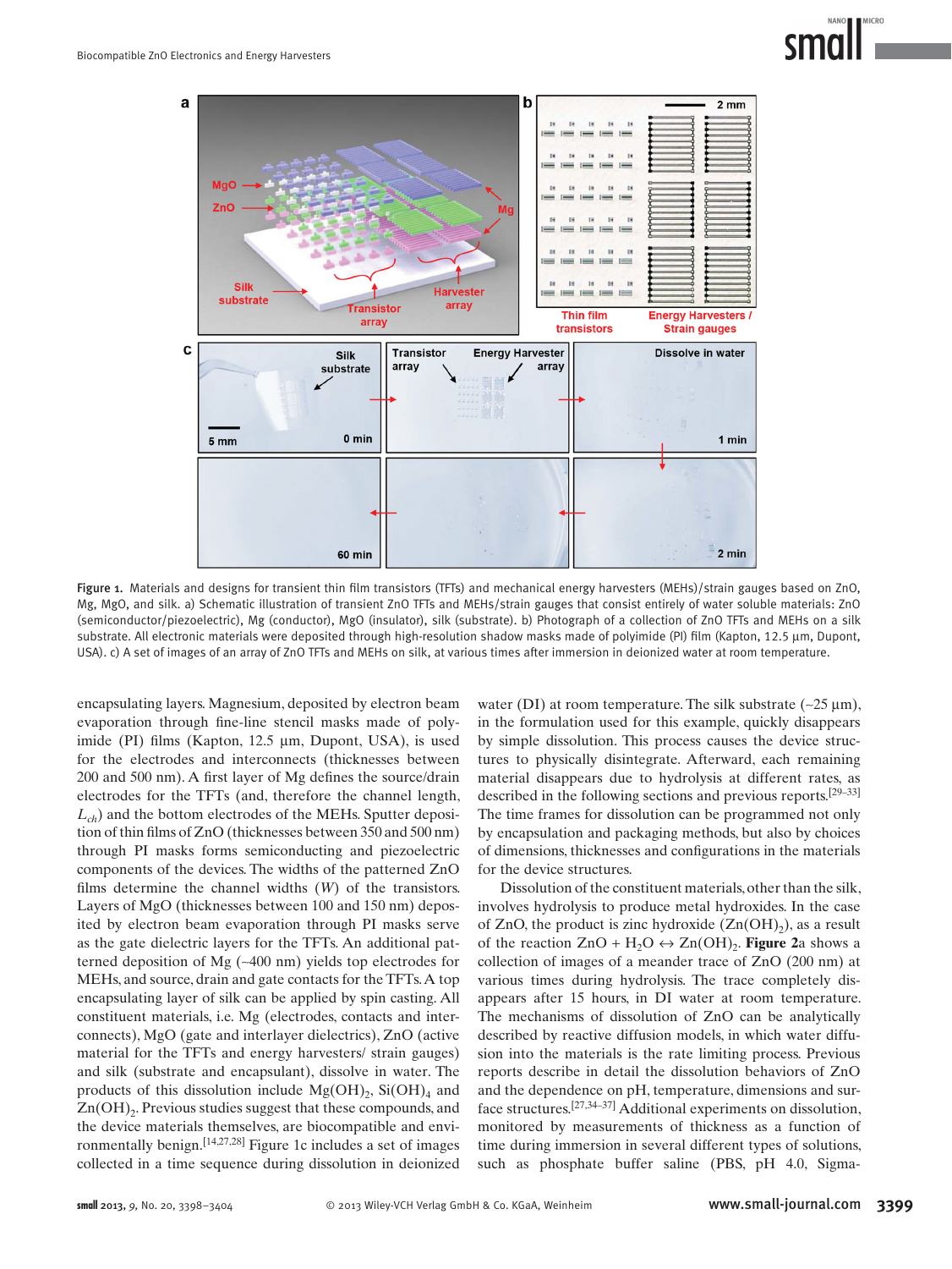Figure 1. Materials and designs for transient thin film transistors (TFTs) and mechanical energy harvesters (MEHs)/strain gauges based on ZnO, Mg, MgO, and silk. a) Schematic illustration of transient ZnO TFTs and MEHs/strain gauges that consist entirely of water soluble materials: ZnO (semiconductor/piezoelectric), Mg (conductor), MgO (insulator), silk (substrate). b) Photograph of a collection of ZnO TFTs and MEHs on a silk substrate. All electronic materials were deposited through high-resolution shadow masks made of polyimide (PI) film (Kapton, 12.5 µm, Dupont, USA). c) A set of images of an array of ZnO TFTs and MEHs on silk, at various times after immersion in deionized water at room temperature.

encapsulating layers. Magnesium, deposited by electron beam evaporation through fine-line stencil masks made of polyimide (PI) films (Kapton, 12.5 µm, Dupont, USA), is used for the electrodes and interconnects (thicknesses between 200 and 500 nm). A first layer of Mg defines the source/drain electrodes for the TFTs (and, therefore the channel length, $L_{ch}$) and the bottom electrodes of the MEHs. Sputter deposition of thin films of ZnO (thicknesses between 350 and 500 nm) through PI masks forms semiconducting and piezoelectric components of the devices. The widths of the patterned ZnO films determine the channel widths ($W$) of the transistors. Layers of MgO (thicknesses between 100 and 150 nm) deposited by electron beam evaporation through PI masks serve as the gate dielectric layers for the TFTs. An additional patterned deposition of Mg (~400 nm) yields top electrodes for MEHs, and source, drain and gate contacts for the TFTs. A top encapsulating layer of silk can be applied by spin casting. All constituent materials, i.e. Mg (electrodes, contacts and interconnects), MgO (gate and interlayer dielectrics), ZnO (active material for the TFTs and energy harvesters/ strain gauges) and silk (substrate and encapsulant), dissolve in water. The products of this dissolution include $Mg(OH)_2$, $Si(OH)_4$ and $Zn(OH)_2$. Previous studies suggest that these compounds, and the device materials themselves, are biocompatible and environmentally benign.[14,27,28] Figure 1c includes a set of images collected in a time sequence during dissolution in deionized water (DI) at room temperature. The silk substrate (~25 µm), in the formulation used for this example, quickly disappears by simple dissolution. This process causes the device structures to physically disintegrate. Afterward, each remaining material disappears due to hydrolysis at different rates, as described in the following sections and previous reports.[29–33] The time frames for dissolution can be programmed not only by encapsulation and packaging methods, but also by choices of dimensions, thicknesses and configurations in the materials for the device structures.

Dissolution of the constituent materials, other than the silk, involves hydrolysis to produce metal hydroxides. In the case of ZnO, the product is zinc hydroxide ($Zn(OH)_2$), as a result of the reaction $ZnO + H_2O \leftrightarrow Zn(OH)_2$. **Figure 2**a shows a collection of images of a meander trace of ZnO (200 nm) at various times during hydrolysis. The trace completely disappears after 15 hours, in DI water at room temperature. The mechanisms of dissolution of ZnO can be analytically described by reactive diffusion models, in which water diffusion into the materials is the rate limiting process. Previous reports describe in detail the dissolution behaviors of ZnO and the dependence on pH, temperature, dimensions and surface structures.[27,34–37] Additional experiments on dissolution, monitored by measurements of thickness as a function of time during immersion in several different types of solutions, such as phosphate buffer saline (PBS, pH 4.0, Sigma-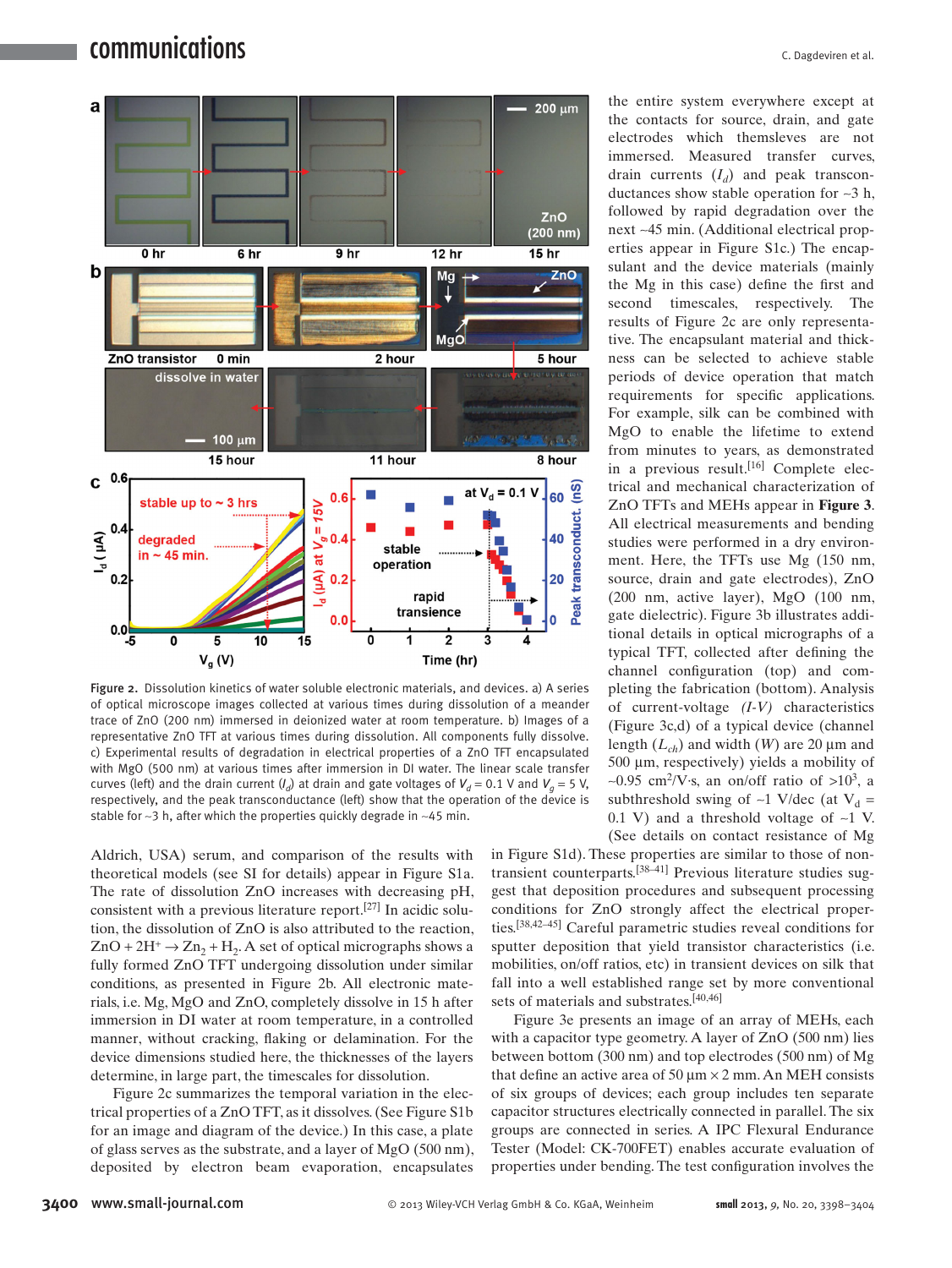the entire system everywhere except at the contacts for source, drain, and gate electrodes which themsleves are not immersed. Measured transfer curves, drain currents ($I_d$) and peak transconductances show stable operation for ~3 h, followed by rapid degradation over the next ~45 min. (Additional electrical properties appear in Figure S1c.) The encapsulant and the device materials (mainly the Mg in this case) define the first and second timescales, respectively. The results of Figure 2c are only representative. The encapsulant material and thickness can be selected to achieve stable periods of device operation that match requirements for specific applications. For example, silk can be combined with MgO to enable the lifetime to extend from minutes to years, as demonstrated in a previous result.[16] Complete electrical and mechanical characterization of ZnO TFTs and MEHs appear in **Figure 3**. All electrical measurements and bending studies were performed in a dry environment. Here, the TFTs use Mg (150 nm, source, drain and gate electrodes), ZnO (200 nm, active layer), MgO (100 nm, gate dielectric). Figure 3b illustrates additional details in optical micrographs of a typical TFT, collected after defining the channel configuration (top) and completing the fabrication (bottom). Analysis of current-voltage *(I-V)* characteristics (Figure 3c,d) of a typical device (channel length ($L_{ch}$) and width ($W$) are 20 µm and 500 µm, respectively) yields a mobility of ~0.95 $cm^2/V{\cdot}s$, an on/off ratio of $>10^3$, a subthreshold swing of ~1 V/dec (at $V_d$ = 0.1 V) and a threshold voltage of ~1 V. (See details on contact resistance of Mg

Figure 2. Dissolution kinetics of water soluble electronic materials, and devices. a) A series of optical microscope images collected at various times during dissolution of a meander trace of ZnO (200 nm) immersed in deionized water at room temperature. b) Images of a representative ZnO TFT at various times during dissolution. All components fully dissolve. c) Experimental results of degradation in electrical properties of a ZnO TFT encapsulated with MgO (500 nm) at various times after immersion in DI water. The linear scale transfer curves (left) and the drain current ($I_d$) at drain and gate voltages of $V_d$ = 0.1 V and $V_g$ = 5 V, respectively, and the peak transconductance (left) show that the operation of the device is stable for ~3 h, after which the properties quickly degrade in ~45 min.

Aldrich, USA) serum, and comparison of the results with theoretical models (see SI for details) appear in Figure S1a. The rate of dissolution ZnO increases with decreasing pH, consistent with a previous literature report.[27] In acidic solution, the dissolution of ZnO is also attributed to the reaction, $ZnO + 2H^+ \rightarrow Zn_2 + H_2$. A set of optical micrographs shows a fully formed ZnO TFT undergoing dissolution under similar conditions, as presented in Figure 2b. All electronic materials, i.e. Mg, MgO and ZnO, completely dissolve in 15 h after immersion in DI water at room temperature, in a controlled manner, without cracking, flaking or delamination. For the device dimensions studied here, the thicknesses of the layers determine, in large part, the timescales for dissolution.

Figure 2c summarizes the temporal variation in the electrical properties of a ZnO TFT, as it dissolves. (See Figure S1b for an image and diagram of the device.) In this case, a plate of glass serves as the substrate, and a layer of MgO (500 nm), deposited by electron beam evaporation, encapsulates

in Figure S1d). These properties are similar to those of non-transient counterparts.[38–41] Previous literature studies suggest that deposition procedures and subsequent processing conditions for ZnO strongly affect the electrical properties.[38,42–45] Careful parametric studies reveal conditions for sputter deposition that yield transistor characteristics (i.e. mobilities, on/off ratios, etc) in transient devices on silk that fall into a well established range set by more conventional sets of materials and substrates.[40,46]

Figure 3e presents an image of an array of MEHs, each with a capacitor type geometry. A layer of ZnO (500 nm) lies between bottom (300 nm) and top electrodes (500 nm) of Mg that define an active area of 50 µm × 2 mm. An MEH consists of six groups of devices; each group includes ten separate capacitor structures electrically connected in parallel. The six groups are connected in series. A IPC Flexural Endurance Tester (Model: CK-700FET) enables accurate evaluation of properties under bending. The test configuration involves the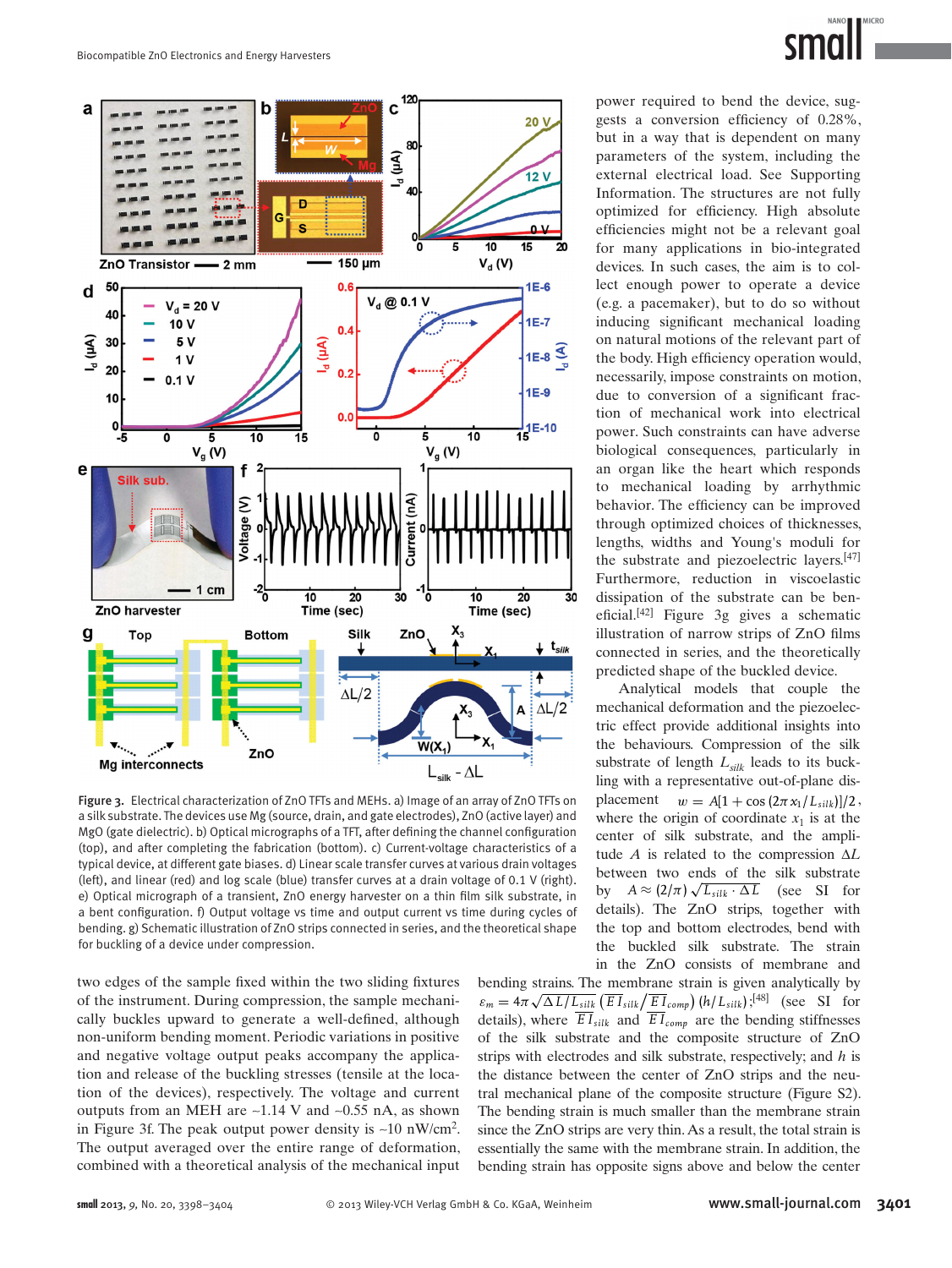Figure 3. Electrical characterization of ZnO TFTs and MEHs. a) Image of an array of ZnO TFTs on a silk substrate. The devices use Mg (source, drain, and gate electrodes), ZnO (active layer) and MgO (gate dielectric). b) Optical micrographs of a TFT, after defining the channel configuration (top), and after completing the fabrication (bottom). c) Current-voltage characteristics of a typical device, at different gate biases. d) Linear scale transfer curves at various drain voltages (left), and linear (red) and log scale (blue) transfer curves at a drain voltage of 0.1 V (right). e) Optical micrograph of a transient, ZnO energy harvester on a thin film silk substrate, in a bent configuration. f) Output voltage vs time and output current vs time during cycles of bending. g) Schematic illustration of ZnO strips connected in series, and the theoretical shape for buckling of a device under compression.

two edges of the sample fixed within the two sliding fixtures of the instrument. During compression, the sample mechanically buckles upward to generate a well-defined, although non-uniform bending moment. Periodic variations in positive and negative voltage output peaks accompany the application and release of the buckling stresses (tensile at the location of the devices), respectively. The typical peak outputs from an MEH are ~1.14 V and ~0.55 nA, as shown in Figure 3f. The peak output power density is ~10 nW/cm$^2$. The output averaged over the entire range of deformation, combined with a theoretical analysis of the mechanical input power required to bend the device, suggests a conversion efficiency of 0.28%, but in a way that is dependent on many parameters of the system, including the external electrical load. See Supporting Information. The structures are not fully optimized for efficiency. High absolute efficiencies might not be a relevant goal for many applications in bio-integrated devices. In such cases, the aim is to collect enough power to operate a device (e.g. a pacemaker), but to do so without inducing significant mechanical loading on natural motions of the relevant part of the body. High efficiency operation would, necessarily, impose constraints on motion, due to conversion of a significant fraction of mechanical work into electrical power. Such constraints can have adverse biological consequences, particularly in an organ like the heart which responds to mechanical loading by arrhythmic behavior. The efficiency can be improved through optimized choices of thicknesses, lengths, widths and Young's moduli for the substrate and piezoelectric layers.[47] Furthermore, reduction in viscoelastic dissipation of the substrate can be beneficial.[42] Figure 3g gives a schematic illustration of narrow strips of ZnO films connected in series, and the theoretically predicted shape of the buckled device.

Analytical models that couple the mechanical deformation and the piezoelectric effect provide additional insights into the behaviours. Compression of the silk substrate of length $L_{silk}$ leads to its buckling with a representative out-of-plane displacement $w = A[1 + \cos(2\pi x_1/L_{silk})]/2$, where the origin of coordinate $x_1$ is at the center of silk substrate, and the amplitude $A$ is related to the compression $\Delta L$ between two ends of the silk substrate by $A \approx (2/\pi)\sqrt{L_{silk} \cdot \Delta L}$ (see SI for details). The ZnO strips, together with the top and bottom electrodes, bend with the buckled silk substrate. The strain in the ZnO consists of membrane and bending strains. The membrane strain is given analytically by $\varepsilon_m = 4\pi\sqrt{\Delta L/L_{silk}}\,(\overline{EI}_{silk}/\overline{EI}_{comp})\,(h/L_{silk})$;[48] (see SI for details), where $\overline{EI}_{silk}$ and $\overline{EI}_{comp}$ are the bending stiffnesses of the silk substrate and the composite structure of ZnO strips with electrodes and silk substrate, respectively; and $h$ is the distance between the center of ZnO strips and the neutral mechanical plane of the composite structure (Figure S2). The bending strain is much smaller than the membrane strain since the ZnO strips are very thin. As a result, the total strain is essentially the same with the membrane strain. In addition, the bending strain has opposite signs above and below the center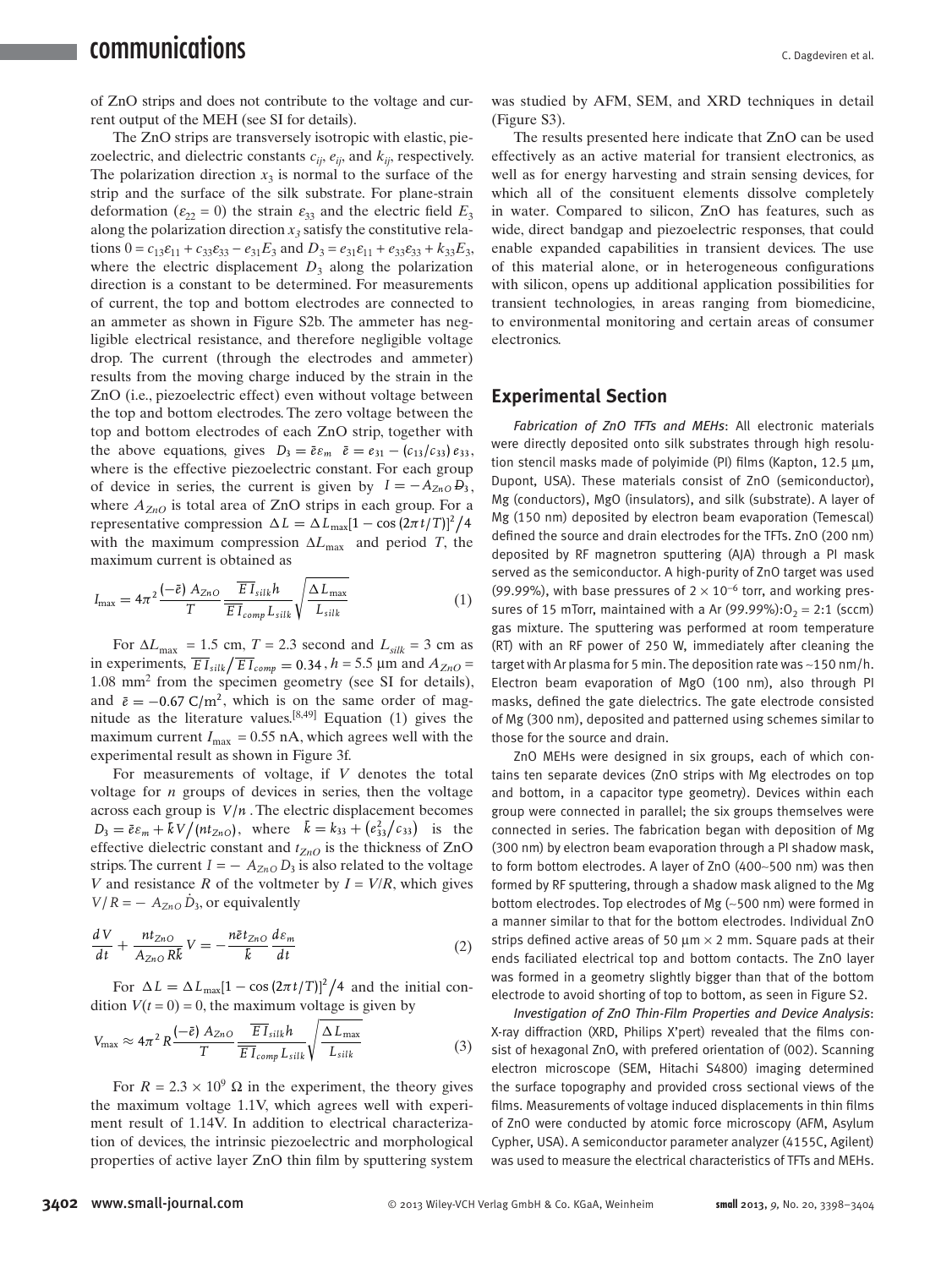of ZnO strips and does not contribute to the voltage and current output of the MEH (see SI for details).

The ZnO strips are transversely isotropic with elastic, piezoelectric, and dielectric constants $c_{ij}$, $e_{ij}$, and $k_{ij}$, respectively. The polarization direction $x_3$ is normal to the surface of the strip and the surface of the silk substrate. For plane-strain deformation ($\varepsilon_{22} = 0$) the strain $\varepsilon_{33}$ and the electric field $E_3$ along the polarization direction $x_3$ satisfy the constitutive relations $0 = c_{13}\varepsilon_{11} + c_{33}\varepsilon_{33} - e_{31}E_3$ and $D_3 = e_{31}\varepsilon_{11} + e_{33}\varepsilon_{33} + k_{33}E_3$, where the electric displacement $D_3$ along the polarization direction is a constant to be determined. For measurements of current, the top and bottom electrodes are connected to an ammeter as shown in Figure S2b. The ammeter has negligible electrical resistance, and therefore negligible voltage drop. The current (through the electrodes and ammeter) results from the moving charge induced by the strain in the ZnO (i.e., piezoelectric effect) even without voltage between the top and bottom electrodes. The zero voltage between the top and bottom electrodes of each ZnO strip, together with the above equations, gives $D_3 = \bar{e}\varepsilon_m$ $\bar{e} = e_{31} - (c_{13}/c_{33})\, e_{33}$, where is the effective piezoelectric constant. For each group of device in series, the current is given by $I = -A_{ZnO}\dot{D}_3$, where $A_{ZnO}$ is total area of ZnO strips in each group. For a representative compression $\Delta L = \Delta L_{\max}[1 - \cos(2\pi t/T)]^2/4$ with the maximum compression $\Delta L_{\max}$ and period $T$, the maximum current is obtained as

$$I_{\max} = 4\pi^2 \frac{(-\bar{e})\, A_{ZnO}}{T} \frac{\overline{EI}_{silk} h}{\overline{EI}_{comp} L_{silk}} \sqrt{\frac{\Delta L_{\max}}{L_{silk}}} \tag{1}$$

For $\Delta L_{\max} = 1.5$ cm, $T = 2.3$ second and $L_{silk} = 3$ cm as in experiments, $\overline{EI}_{silk}/\overline{EI}_{comp} = 0.34$, $h = 5.5$ µm and $A_{ZnO} = 1.08$ mm$^2$ from the specimen geometry (see SI for details), and $\bar{e} = -0.67$ C/m$^2$, which is on the same order of magnitude as the literature values.[8,49] Equation (1) gives the maximum current $I_{\max} = 0.55$ nA, which agrees well with the experimental result as shown in Figure 3f.

For measurements of voltage, if $V$ denotes the total voltage for $n$ groups of devices in series, then the voltage across each group is $V/n$. The electric displacement becomes $D_3 = \bar{e}\varepsilon_m + \bar{k}V/(nt_{ZnO})$, where $\bar{k} = k_{33} + (e_{33}^2/c_{33})$ is the effective dielectric constant and $t_{ZnO}$ is the thickness of ZnO strips. The current $I = -A_{ZnO}D_3$ is also related to the voltage $V$ and resistance $R$ of the voltmeter by $I = V/R$, which gives $V/R = -A_{ZnO}\dot{D}_3$, or equivalently

$$\frac{dV}{dt} + \frac{nt_{ZnO}}{A_{ZnO}R\bar{k}} V = -\frac{n\bar{e}t_{ZnO}}{\bar{k}} \frac{d\varepsilon_m}{dt} \tag{2}$$

For $\Delta L = \Delta L_{\max}[1 - \cos(2\pi t/T)]^2/4$ and the initial condition $V(t = 0) = 0$, the maximum voltage is given by

$$V_{\max} \approx 4\pi^2 R \frac{(-\bar{e})\, A_{ZnO}}{T} \frac{\overline{EI}_{silk} h}{\overline{EI}_{comp} L_{silk}} \sqrt{\frac{\Delta L_{\max}}{L_{silk}}} \tag{3}$$

For $R = 2.3 \times 10^9$ Ω in the experiment, the theory gives the maximum voltage 1.1V, which agrees well with experiment result of 1.14V. In addition to electrical characterization of devices, the intrinsic piezoelectric and morphological properties of active layer ZnO thin film by sputtering system was studied by AFM, SEM, and XRD techniques in detail (Figure S3).

The results presented here indicate that ZnO can be used effectively as an active material for transient electronics, as well as for energy harvesting and strain sensing devices, for which all of the consituent elements dissolve completely in water. Compared to silicon, ZnO has features, such as wide, direct bandgap and piezoelectric responses, that could enable expanded capabilities in transient devices. The use of this material alone, or in heterogeneous configurations with silicon, opens up additional application possibilities for transient technologies, in areas ranging from biomedicine, to environmental monitoring and certain areas of consumer electronics.

## Experimental Section

*Fabrication of ZnO TFTs and MEHs*: All electronic materials were directly deposited onto silk substrates through high resolution stencil masks made of polyimide (PI) films (Kapton, 12.5 µm, Dupont, USA). These materials consist of ZnO (semiconductor), Mg (conductors), MgO (insulators), and silk (substrate). A layer of Mg (150 nm) deposited by electron beam evaporation (Temescal) defined the source and drain electrodes for the TFTs. ZnO (200 nm) deposited by RF magnetron sputtering (AJA) through a PI mask served as the semiconductor. A high-purity of ZnO target was used (99.99%), with base pressures of $2 \times 10^{-6}$ torr, and working pressures of 15 mTorr, maintained with a Ar (99.99%):$O_2$ = 2:1 (sccm) gas mixture. The sputtering was performed at room temperature (RT) with an RF power of 250 W, immediately after cleaning the target with Ar plasma for 5 min. The deposition rate was ~150 nm/h. Electron beam evaporation of MgO (100 nm), also through PI masks, defined the gate dielectrics. The gate electrode consisted of Mg (300 nm), deposited and patterned using schemes similar to those for the source and drain.

ZnO MEHs were designed in six groups, each of which contains ten separate devices (ZnO strips with Mg electrodes on top and bottom, in a capacitor type geometry). Devices within each group were connected in parallel; the six groups themselves were connected in series. The fabrication began with deposition of Mg (300 nm) by electron beam evaporation through a PI shadow mask, to form bottom electrodes. A layer of ZnO (400~500 nm) was then formed by RF sputtering, through a shadow mask aligned to the Mg bottom electrodes. Top electrodes of Mg (~500 nm) were formed in a manner similar to that for the bottom electrodes. Individual ZnO strips defined active areas of 50 µm × 2 mm. Square pads at their ends faciliated electrical top and bottom contacts. The ZnO layer was formed in a geometry slightly bigger than that of the bottom electrode to avoid shorting of top to bottom, as seen in Figure S2.

*Investigation of ZnO Thin-Film Properties and Device Analysis*: X-ray diffraction (XRD, Philips X'pert) revealed that the films consist of hexagonal ZnO, with prefered orientation of (002). Scanning electron microscope (SEM, Hitachi S4800) imaging determined the surface topography and provided cross sectional views of the films. Measurements of voltage induced displacements in thin films of ZnO were conducted by atomic force microscopy (AFM, Asylum Cypher, USA). A semiconductor parameter analyzer (4155C, Agilent) was used to measure the electrical characteristics of TFTs and MEHs.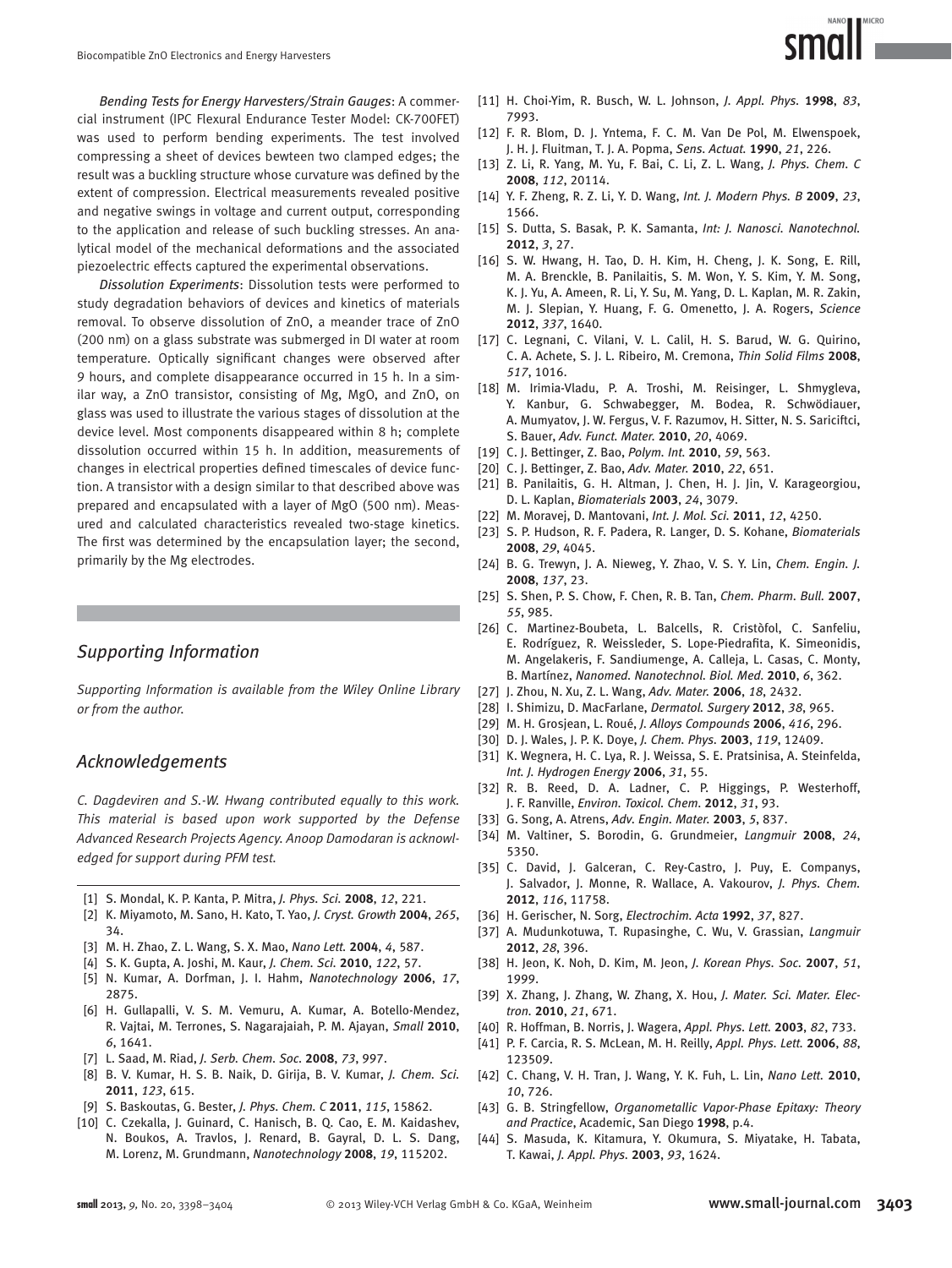*Bending Tests for Energy Harvesters/Strain Gauges*: A commercial instrument (IPC Flexural Endurance Tester Model: CK-700FET) was used to perform bending experiments. The test involved compressing a sheet of devices bewteen two clamped edges; the result was a buckling structure whose curvature was defined by the extent of compression. Electrical measurements revealed positive and negative swings in voltage and current output, corresponding to the application and release of such buckling stresses. An analytical model of the mechanical deformations and the associated piezoelectric effects captured the experimental observations.

*Dissolution Experiments*: Dissolution tests were performed to study degradation behaviors of devices and kinetics of materials removal. To observe dissolution of ZnO, a meander trace of ZnO (200 nm) on a glass substrate was submerged in DI water at room temperature. Optically significant changes were observed after 9 hours, and complete disappearance occurred in 15 h. In a similar way, a ZnO transistor, consisting of Mg, MgO, and ZnO, on glass was used to illustrate the various stages of dissolution at the device level. Most components disappeared within 8 h; complete dissolution occurred within 15 h. In addition, measurements of changes in electrical properties defined timescales of device function. A transistor with a design similar to that described above was prepared and encapsulated with a layer of MgO (500 nm). Measured and calculated characteristics revealed two-stage kinetics. The first was determined by the encapsulation layer; the second, primarily by the Mg electrodes.

## Supporting Information

*Supporting Information is available from the Wiley Online Library or from the author.*

## Acknowledgements

*C. Dagdeviren and S.-W. Hwang contributed equally to this work. This material is based upon work supported by the Defense Advanced Research Projects Agency. Anoop Damodaran is acknowledged for support during PFM test.*

[1] S. Mondal, K. P. Kanta, P. Mitra, *J. Phys. Sci.* **2008**, *12*, 221.
[2] K. Miyamoto, M. Sano, H. Kato, T. Yao, *J. Cryst. Growth* **2004**, *265*, 34.
[3] M. H. Zhao, Z. L. Wang, S. X. Mao, *Nano Lett.* **2004**, *4*, 587.
[4] S. K. Gupta, A. Joshi, M. Kaur, *J. Chem. Sci.* **2010**, *122*, 57.
[5] N. Kumar, A. Dorfman, J. I. Hahm, *Nanotechnology* **2006**, *17*, 2875.
[6] H. Gullapalli, V. S. M. Vemuru, A. Kumar, A. Botello-Mendez, R. Vajtai, M. Terrones, S. Nagarajaiah, P. M. Ajayan, *Small* **2010**, *6*, 1641.
[7] L. Saad, M. Riad, *J. Serb. Chem. Soc.* **2008**, *73*, 997.
[8] B. V. Kumar, H. S. B. Naik, D. Girija, B. V. Kumar, *J. Chem. Sci.* **2011**, *123*, 615.
[9] S. Baskoutas, G. Bester, *J. Phys. Chem. C* **2011**, *115*, 15862.
[10] C. Czekalla, J. Guinard, C. Hanisch, B. Q. Cao, E. M. Kaidashev, N. Boukos, A. Travlos, J. Renard, B. Gayral, D. L. S. Dang, M. Lorenz, M. Grundmann, *Nanotechnology* **2008**, *19*, 115202.
[11] H. Choi-Yim, R. Busch, W. L. Johnson, *J. Appl. Phys.* **1998**, *83*, 7993.
[12] F. R. Blom, D. J. Yntema, F. C. M. Van De Pol, M. Elwenspoek, J. H. J. Fluitman, T. J. A. Popma, *Sens. Actuat.* **1990**, *21*, 226.
[13] Z. Li, R. Yang, M. Yu, F. Bai, C. Li, Z. L. Wang, *J. Phys. Chem. C* **2008**, *112*, 20114.
[14] Y. F. Zheng, R. Z. Li, Y. D. Wang, *Int. J. Modern Phys. B* **2009**, *23*, 1566.
[15] S. Dutta, S. Basak, P. K. Samanta, *Int: J. Nanosci. Nanotechnol.* **2012**, *3*, 27.
[16] S. W. Hwang, H. Tao, D. H. Kim, H. Cheng, J. K. Song, E. Rill, M. A. Brenckle, B. Panilaitis, S. M. Won, Y. S. Kim, Y. M. Song, K. J. Yu, A. Ameen, R. Li, Y. Su, M. Yang, D. L. Kaplan, M. R. Zakin, M. J. Slepian, Y. Huang, F. G. Omenetto, J. A. Rogers, *Science* **2012**, *337*, 1640.
[17] C. Legnani, C. Vilani, V. L. Calil, H. S. Barud, W. G. Quirino, C. A. Achete, S. J. L. Ribeiro, M. Cremona, *Thin Solid Films* **2008**, *517*, 1016.
[18] M. Irimia-Vladu, P. A. Troshi, M. Reisinger, L. Shmygleva, Y. Kanbur, G. Schwabegger, M. Bodea, R. Schwödiauer, A. Mumyatov, J. W. Fergus, V. F. Razumov, H. Sitter, N. S. Sariciftci, S. Bauer, *Adv. Funct. Mater.* **2010**, *20*, 4069.
[19] C. J. Bettinger, Z. Bao, *Polym. Int.* **2010**, *59*, 563.
[20] C. J. Bettinger, Z. Bao, *Adv. Mater.* **2010**, *22*, 651.
[21] B. Panilaitis, G. H. Altman, J. Chen, H. J. Jin, V. Karageorgiou, D. L. Kaplan, *Biomaterials* **2003**, *24*, 3079.
[22] M. Moravej, D. Mantovani, *Int. J. Mol. Sci.* **2011**, *12*, 4250.
[23] S. P. Hudson, R. F. Padera, R. Langer, D. S. Kohane, *Biomaterials* **2008**, *29*, 4045.
[24] B. G. Trewyn, J. A. Nieweg, Y. Zhao, V. S. Y. Lin, *Chem. Engin. J.* **2008**, *137*, 23.
[25] S. Shen, P. S. Chow, F. Chen, R. B. Tan, *Chem. Pharm. Bull.* **2007**, *55*, 985.
[26] C. Martinez-Boubeta, L. Balcells, R. Cristòfol, C. Sanfeliu, E. Rodríguez, R. Weissleder, S. Lope-Piedrafita, K. Simeonidis, M. Angelakeris, F. Sandiumenge, A. Calleja, L. Casas, C. Monty, B. Martínez, *Nanomed. Nanotechnol. Biol. Med.* **2010**, *6*, 362.
[27] J. Zhou, N. Xu, Z. L. Wang, *Adv. Mater.* **2006**, *18*, 2432.
[28] I. Shimizu, D. MacFarlane, *Dermatol. Surgery* **2012**, *38*, 965.
[29] M. H. Grosjean, L. Roué, *J. Alloys Compounds* **2006**, *416*, 296.
[30] D. J. Wales, J. P. K. Doye, *J. Chem. Phys.* **2003**, *119*, 12409.
[31] K. Wegnera, H. C. Lya, R. J. Weissa, S. E. Pratsinisa, A. Steinfelda, *Int. J. Hydrogen Energy* **2006**, *31*, 55.
[32] R. B. Reed, D. A. Ladner, C. P. Higgings, P. Westerhoff, J. F. Ranville, *Environ. Toxicol. Chem.* **2012**, *31*, 93.
[33] G. Song, A. Atrens, *Adv. Engin. Mater.* **2003**, *5*, 837.
[34] M. Valtiner, S. Borodin, G. Grundmeier, *Langmuir* **2008**, *24*, 5350.
[35] C. David, J. Galceran, C. Rey-Castro, J. Puy, E. Companys, J. Salvador, J. Monne, R. Wallace, A. Vakourov, *J. Phys. Chem.* **2012**, *116*, 11758.
[36] H. Gerischer, N. Sorg, *Electrochim. Acta* **1992**, *37*, 827.
[37] A. Mudunkotuwa, T. Rupasinghe, C. Wu, V. Grassian, *Langmuir* **2012**, *28*, 396.
[38] H. Jeon, K. Noh, D. Kim, M. Jeon, *J. Korean Phys. Soc.* **2007**, *51*, 1999.
[39] X. Zhang, J. Zhang, W. Zhang, X. Hou, *J. Mater. Sci. Mater. Electron.* **2010**, *21*, 671.
[40] R. Hoffman, B. Norris, J. Wagera, *Appl. Phys. Lett.* **2003**, *82*, 733.
[41] P. F. Carcia, R. S. McLean, M. H. Reilly, *Appl. Phys. Lett.* **2006**, *88*, 123509.
[42] C. Chang, V. H. Tran, J. Wang, Y. K. Fuh, L. Lin, *Nano Lett.* **2010**, *10*, 726.
[43] G. B. Stringfellow, *Organometallic Vapor-Phase Epitaxy: Theory and Practice*, Academic, San Diego **1998**, p.4.
[44] S. Masuda, K. Kitamura, Y. Okumura, S. Miyatake, H. Tabata, T. Kawai, *J. Appl. Phys.* **2003**, *93*, 1624.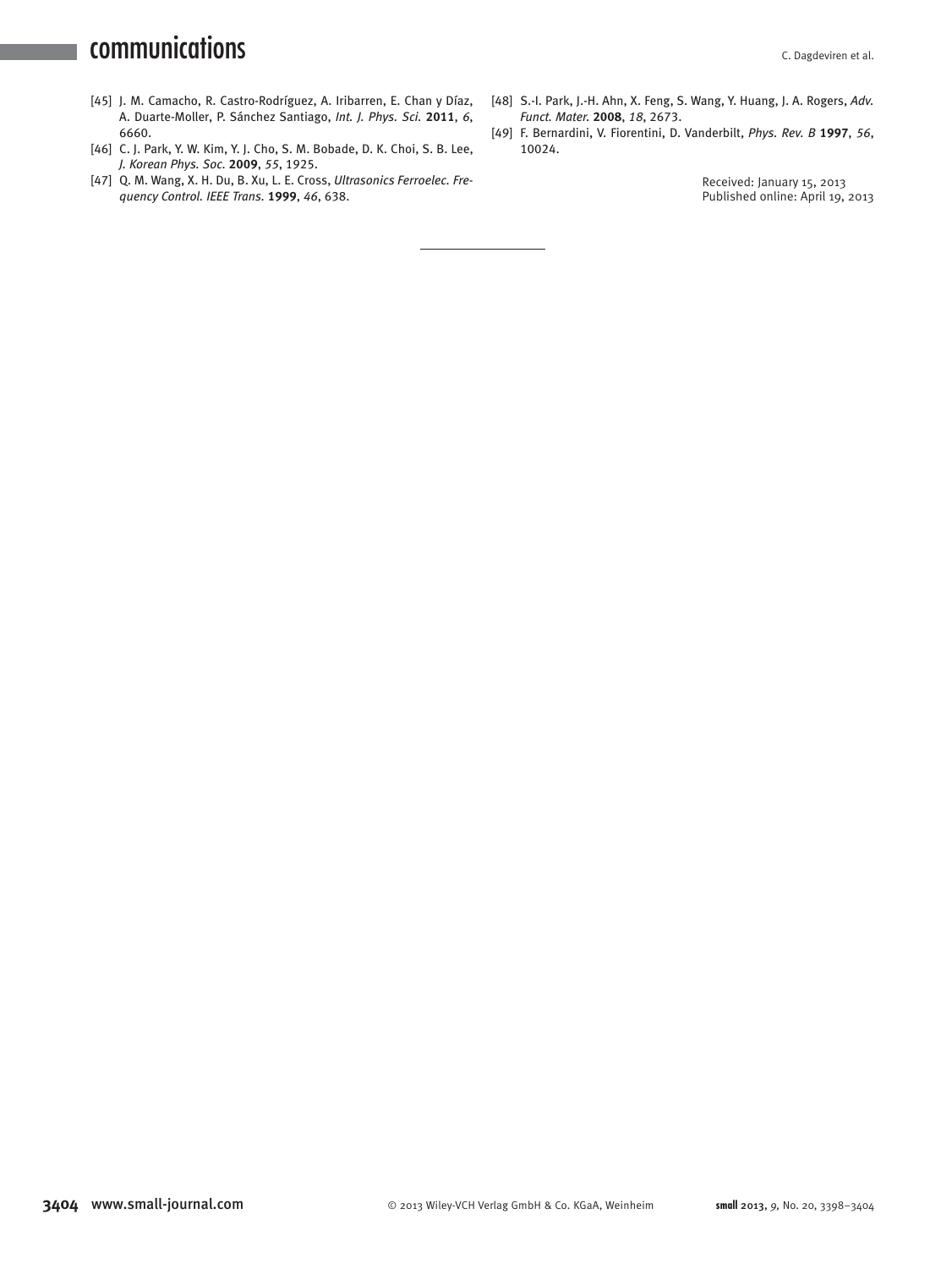[45] J. M. Camacho, R. Castro-Rodríguez, A. Iribarren, E. Chan y Díaz, A. Duarte-Moller, P. Sánchez Santiago, *Int. J. Phys. Sci.* **2011**, *6*, 6660.

[46] C. J. Park, Y. W. Kim, Y. J. Cho, S. M. Bobade, D. K. Choi, S. B. Lee, *J. Korean Phys. Soc.* **2009**, *55*, 1925.

[47] Q. M. Wang, X. H. Du, B. Xu, L. E. Cross, *Ultrasonics Ferroelec. Frequency Control. IEEE Trans.* **1999**, *46*, 638.

[48] S.-I. Park, J.-H. Ahn, X. Feng, S. Wang, Y. Huang, J. A. Rogers, *Adv. Funct. Mater.* **2008**, *18*, 2673.

[49] F. Bernardini, V. Fiorentini, D. Vanderbilt, *Phys. Rev. B* **1997**, *56*, 10024.

Received: January 15, 2013
Published online: April 19, 2013